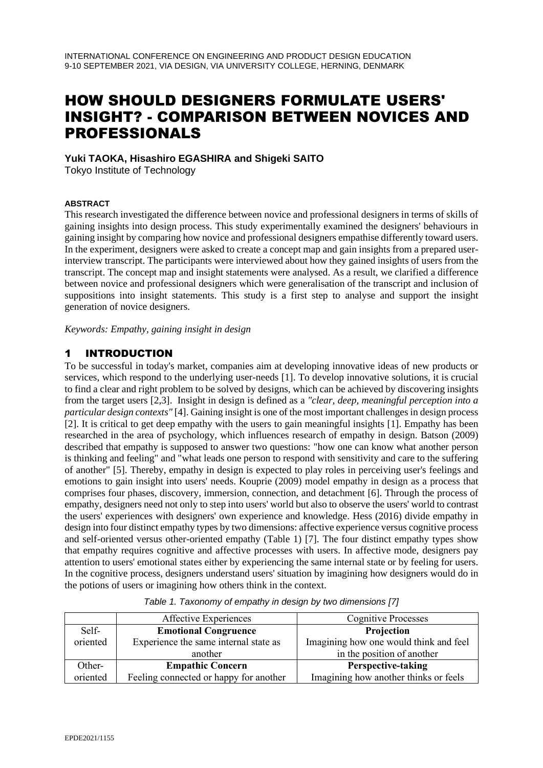# HOW SHOULD DESIGNERS FORMULATE USERS' INSIGHT? - COMPARISON BETWEEN NOVICES AND PROFESSIONALS

**Yuki TAOKA, Hisashiro EGASHIRA and Shigeki SAITO**
Tokyo Institute of Technology

#### ABSTRACT

This research investigated the difference between novice and professional designers in terms of skills of gaining insights into design process. This study experimentally examined the designers' behaviours in gaining insight by comparing how novice and professional designers empathise differently toward users. In the experiment, designers were asked to create a concept map and gain insights from a prepared user-interview transcript. The participants were interviewed about how they gained insights of users from the transcript. The concept map and insight statements were analysed. As a result, we clarified a difference between novice and professional designers which were generalisation of the transcript and inclusion of suppositions into insight statements. This study is a first step to analyse and support the insight generation of novice designers.

*Keywords: Empathy, gaining insight in design*

## 1 INTRODUCTION

To be successful in today's market, companies aim at developing innovative ideas of new products or services, which respond to the underlying user-needs [1]. To develop innovative solutions, it is crucial to find a clear and right problem to be solved by designs, which can be achieved by discovering insights from the target users [2,3]. Insight in design is defined as a *"clear, deep, meaningful perception into a particular design contexts"* [4]. Gaining insight is one of the most important challenges in design process [2]. It is critical to get deep empathy with the users to gain meaningful insights [1]. Empathy has been researched in the area of psychology, which influences research of empathy in design. Batson (2009) described that empathy is supposed to answer two questions: "how one can know what another person is thinking and feeling" and "what leads one person to respond with sensitivity and care to the suffering of another" [5]. Thereby, empathy in design is expected to play roles in perceiving user's feelings and emotions to gain insight into users' needs. Kouprie (2009) model empathy in design as a process that comprises four phases, discovery, immersion, connection, and detachment [6]. Through the process of empathy, designers need not only to step into users' world but also to observe the users' world to contrast the users' experiences with designers' own experience and knowledge. Hess (2016) divide empathy in design into four distinct empathy types by two dimensions: affective experience versus cognitive process and self-oriented versus other-oriented empathy (Table 1) [7]. The four distinct empathy types show that empathy requires cognitive and affective processes with users. In affective mode, designers pay attention to users' emotional states either by experiencing the same internal state or by feeling for users. In the cognitive process, designers understand users' situation by imagining how designers would do in the potions of users or imagining how others think in the context.

*Table 1. Taxonomy of empathy in design by two dimensions [7]*

| | Affective Experiences | Cognitive Processes |
|---|---|---|
| Self-oriented | **Emotional Congruence**<br>Experience the same internal state as another | **Projection**<br>Imagining how one would think and feel in the position of another |
| Other-oriented | **Empathic Concern**<br>Feeling connected or happy for another | **Perspective-taking**<br>Imagining how another thinks or feels |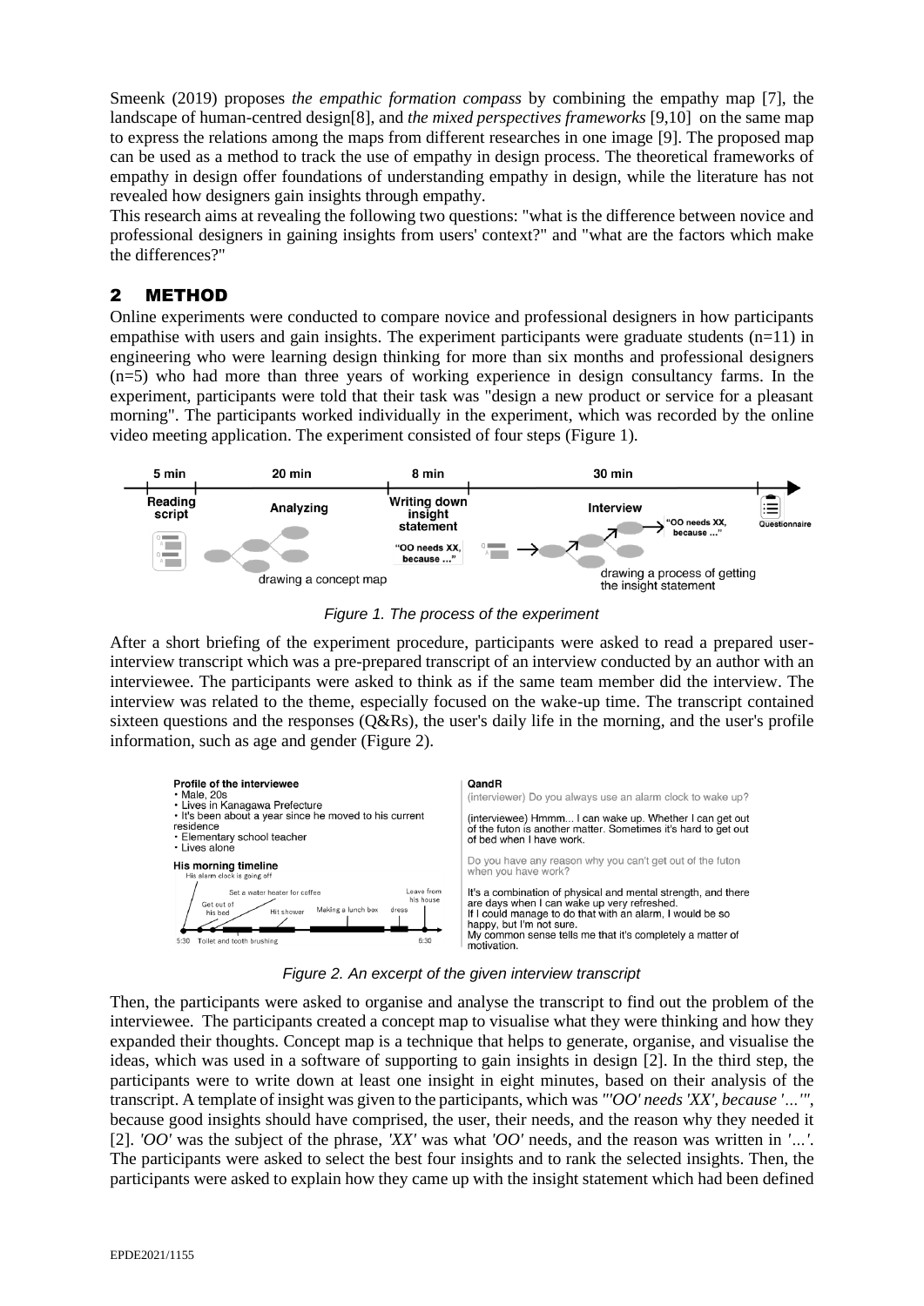Smeenk (2019) proposes *the empathic formation compass* by combining the empathy map [7], the landscape of human-centred design[8], and *the mixed perspectives frameworks* [9,10] on the same map to express the relations among the maps from different researches in one image [9]. The proposed map can be used as a method to track the use of empathy in design process. The theoretical frameworks of empathy in design offer foundations of understanding empathy in design, while the literature has not revealed how designers gain insights through empathy.

This research aims at revealing the following two questions: "what is the difference between novice and professional designers in gaining insights from users' context?" and "what are the factors which make the differences?"

## 2 METHOD

Online experiments were conducted to compare novice and professional designers in how participants empathise with users and gain insights. The experiment participants were graduate students (n=11) in engineering who were learning design thinking for more than six months and professional designers (n=5) who had more than three years of working experience in design consultancy farms. In the experiment, participants were told that their task was "design a new product or service for a pleasant morning". The participants worked individually in the experiment, which was recorded by the online video meeting application. The experiment consisted of four steps (Figure 1).

*Figure 1. The process of the experiment*

After a short briefing of the experiment procedure, participants were asked to read a prepared user-interview transcript which was a pre-prepared transcript of an interview conducted by an author with an interviewee. The participants were asked to think as if the same team member did the interview. The interview was related to the theme, especially focused on the wake-up time. The transcript contained sixteen questions and the responses (Q&Rs), the user's daily life in the morning, and the user's profile information, such as age and gender (Figure 2).

*Figure 2. An excerpt of the given interview transcript*

Then, the participants were asked to organise and analyse the transcript to find out the problem of the interviewee. The participants created a concept map to visualise what they were thinking and how they expanded their thoughts. Concept map is a technique that helps to generate, organise, and visualise the ideas, which was used in a software of supporting to gain insights in design [2]. In the third step, the participants were to write down at least one insight in eight minutes, based on their analysis of the transcript. A template of insight was given to the participants, which was *"'OO' needs 'XX', because '…'"*, because good insights should have comprised, the user, their needs, and the reason why they needed it [2]. *'OO'* was the subject of the phrase, *'XX'* was what *'OO'* needs, and the reason was written in *'…'*. The participants were asked to select the best four insights and to rank the selected insights. Then, the participants were asked to explain how they came up with the insight statement which had been defined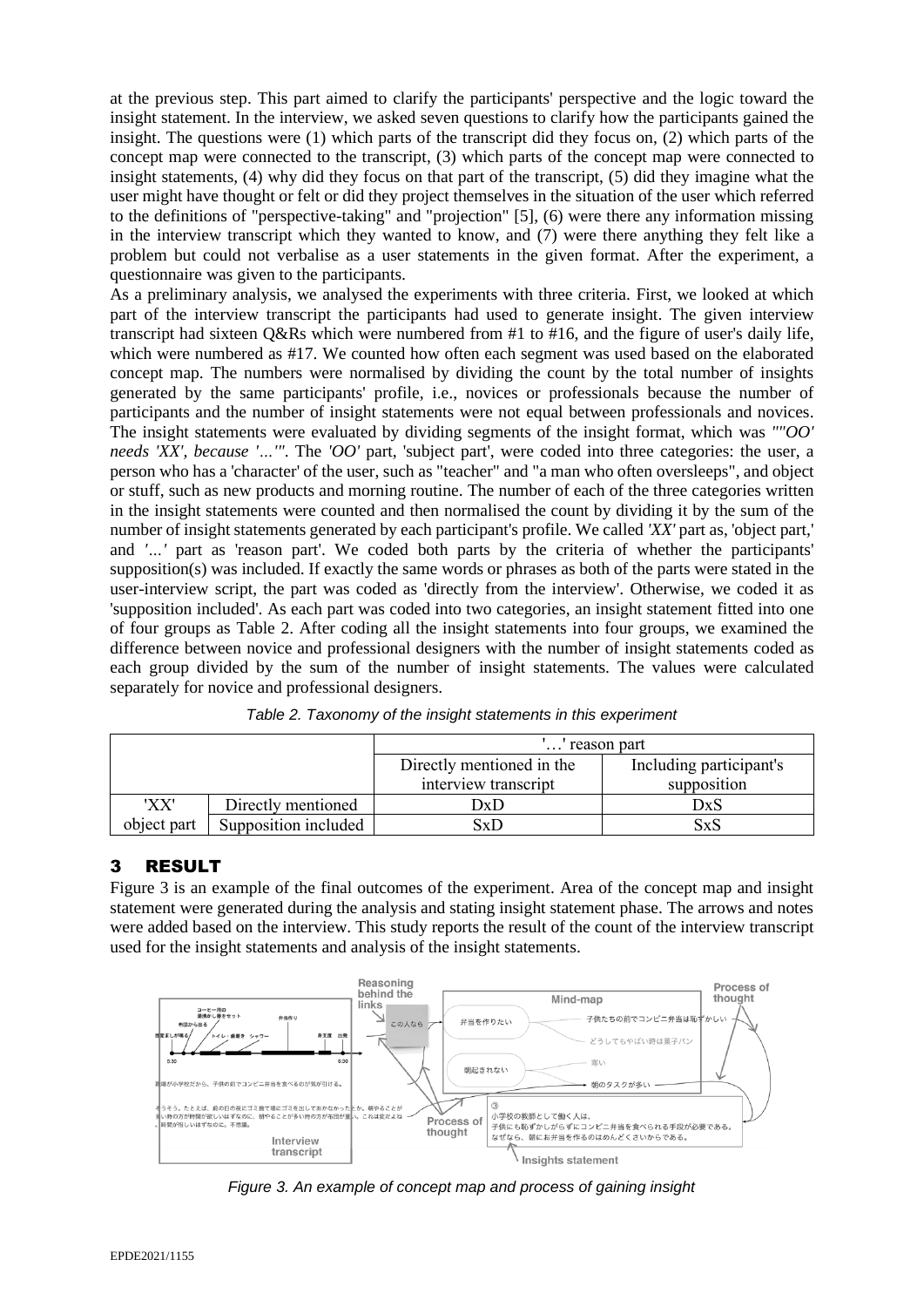at the previous step. This part aimed to clarify the participants' perspective and the logic toward the insight statement. In the interview, we asked seven questions to clarify how the participants gained the insight. The questions were (1) which parts of the transcript did they focus on, (2) which parts of the concept map were connected to the transcript, (3) which parts of the concept map were connected to insight statements, (4) why did they focus on that part of the transcript, (5) did they imagine what the user might have thought or felt or did they project themselves in the situation of the user which referred to the definitions of "perspective-taking" and "projection" [5], (6) were there any information missing in the interview transcript which they wanted to know, and (7) were there anything they felt like a problem but could not verbalise as a user statements in the given format. After the experiment, a questionnaire was given to the participants.

As a preliminary analysis, we analysed the experiments with three criteria. First, we looked at which part of the interview transcript the participants had used to generate insight. The given interview transcript had sixteen Q&Rs which were numbered from #1 to #16, and the figure of user's daily life, which were numbered as #17. We counted how often each segment was used based on the elaborated concept map. The numbers were normalised by dividing the count by the total number of insights generated by the same participants' profile, i.e., novices or professionals because the number of participants and the number of insight statements were not equal between professionals and novices. The insight statements were evaluated by dividing segments of the insight format, which was *"'OO' needs 'XX', because '...'"*. The *'OO'* part, 'subject part', were coded into three categories: the user, a person who has a 'character' of the user, such as "teacher" and "a man who often oversleeps", and object or stuff, such as new products and morning routine. The number of each of the three categories written in the insight statements were counted and then normalised the count by dividing it by the sum of the number of insight statements generated by each participant's profile. We called *'XX'* part as, 'object part,' and *'...'* part as 'reason part'. We coded both parts by the criteria of whether the participants' supposition(s) was included. If exactly the same words or phrases as both of the parts were stated in the user-interview script, the part was coded as 'directly from the interview'. Otherwise, we coded it as 'supposition included'. As each part was coded into two categories, an insight statement fitted into one of four groups as Table 2. After coding all the insight statements into four groups, we examined the difference between novice and professional designers with the number of insight statements coded as each group divided by the sum of the number of insight statements. The values were calculated separately for novice and professional designers.

*Table 2. Taxonomy of the insight statements in this experiment*

| | | '…' reason part | |
|---|---|---|---|
| | | Directly mentioned in the interview transcript | Including participant's supposition |
| 'XX' object part | Directly mentioned | DxD | DxS |
| | Supposition included | SxD | SxS |

## 3 RESULT

Figure 3 is an example of the final outcomes of the experiment. Area of the concept map and insight statement were generated during the analysis and stating insight statement phase. The arrows and notes were added based on the interview. This study reports the result of the count of the interview transcript used for the insight statements and analysis of the insight statements.

*Figure 3. An example of concept map and process of gaining insight*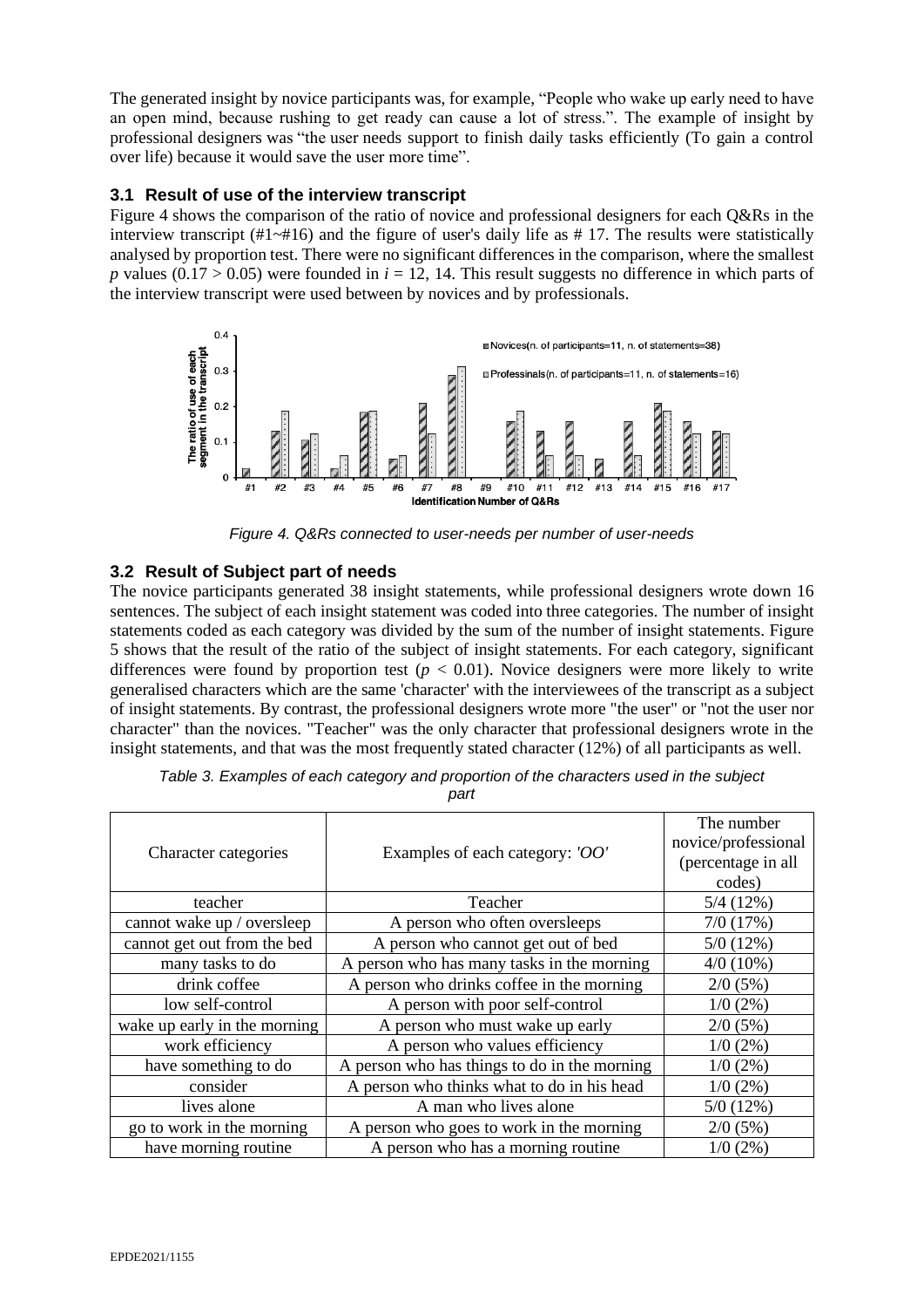The generated insight by novice participants was, for example, "People who wake up early need to have an open mind, because rushing to get ready can cause a lot of stress.". The example of insight by professional designers was "the user needs support to finish daily tasks efficiently (To gain a control over life) because it would save the user more time".

### 3.1 Result of use of the interview transcript

Figure 4 shows the comparison of the ratio of novice and professional designers for each Q&Rs in the interview transcript (#1~#16) and the figure of user's daily life as # 17. The results were statistically analysed by proportion test. There were no significant differences in the comparison, where the smallest *p* values ($0.17 > 0.05$) were founded in $i = 12, 14$. This result suggests no difference in which parts of the interview transcript were used between by novices and by professionals.

*Figure 4. Q&Rs connected to user-needs per number of user-needs*

### 3.2 Result of Subject part of needs

The novice participants generated 38 insight statements, while professional designers wrote down 16 sentences. The subject of each insight statement was coded into three categories. The number of insight statements coded as each category was divided by the sum of the number of insight statements. Figure 5 shows that the result of the ratio of the subject of insight statements. For each category, significant differences were found by proportion test ($p < 0.01$). Novice designers were more likely to write generalised characters which are the same 'character' with the interviewees of the transcript as a subject of insight statements. By contrast, the professional designers wrote more "the user" or "not the user nor character" than the novices. "Teacher" was the only character that professional designers wrote in the insight statements, and that was the most frequently stated character (12%) of all participants as well.

*Table 3. Examples of each category and proportion of the characters used in the subject part*

| Character categories | Examples of each category: *'OO'* | The number novice/professional (percentage in all codes) |
|---|---|---|
| teacher | Teacher | 5/4 (12%) |
| cannot wake up / oversleep | A person who often oversleeps | 7/0 (17%) |
| cannot get out from the bed | A person who cannot get out of bed | 5/0 (12%) |
| many tasks to do | A person who has many tasks in the morning | 4/0 (10%) |
| drink coffee | A person who drinks coffee in the morning | 2/0 (5%) |
| low self-control | A person with poor self-control | 1/0 (2%) |
| wake up early in the morning | A person who must wake up early | 2/0 (5%) |
| work efficiency | A person who values efficiency | 1/0 (2%) |
| have something to do | A person who has things to do in the morning | 1/0 (2%) |
| consider | A person who thinks what to do in his head | 1/0 (2%) |
| lives alone | A man who lives alone | 5/0 (12%) |
| go to work in the morning | A person who goes to work in the morning | 2/0 (5%) |
| have morning routine | A person who has a morning routine | 1/0 (2%) |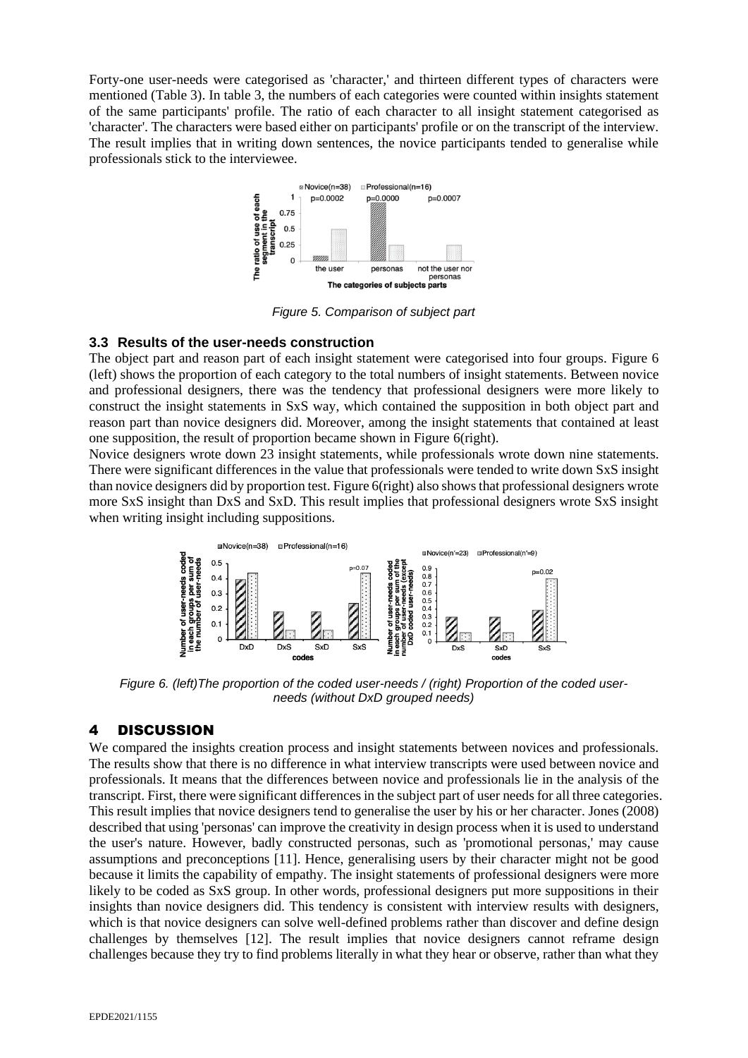Forty-one user-needs were categorised as 'character,' and thirteen different types of characters were mentioned (Table 3). In table 3, the numbers of each categories were counted within insights statement of the same participants' profile. The ratio of each character to all insight statement categorised as 'character'. The characters were based either on participants' profile or on the transcript of the interview. The result implies that in writing down sentences, the novice participants tended to generalise while professionals stick to the interviewee.

*Figure 5. Comparison of subject part*

### 3.3 Results of the user-needs construction

The object part and reason part of each insight statement were categorised into four groups. Figure 6 (left) shows the proportion of each category to the total numbers of insight statements. Between novice and professional designers, there was the tendency that professional designers were more likely to construct the insight statements in SxS way, which contained the supposition in both object part and reason part than novice designers did. Moreover, among the insight statements that contained at least one supposition, the result of proportion became shown in Figure 6(right).

Novice designers wrote down 23 insight statements, while professionals wrote down nine statements. There were significant differences in the value that professionals were tended to write down SxS insight than novice designers did by proportion test. Figure 6(right) also shows that professional designers wrote more SxS insight than DxS and SxD. This result implies that professional designers wrote SxS insight when writing insight including suppositions.

*Figure 6. (left)The proportion of the coded user-needs / (right) Proportion of the coded user-needs (without DxD grouped needs)*

## 4 DISCUSSION

We compared the insights creation process and insight statements between novices and professionals. The results show that there is no difference in what interview transcripts were used between novice and professionals. It means that the differences between novice and professionals lie in the analysis of the transcript. First, there were significant differences in the subject part of user needs for all three categories. This result implies that novice designers tend to generalise the user by his or her character. Jones (2008) described that using 'personas' can improve the creativity in design process when it is used to understand the user's nature. However, badly constructed personas, such as 'promotional personas,' may cause assumptions and preconceptions [11]. Hence, generalising users by their character might not be good because it limits the capability of empathy. The insight statements of professional designers were more likely to be coded as SxS group. In other words, professional designers put more suppositions in their insights than novice designers did. This tendency is consistent with interview results with designers, which is that novice designers can solve well-defined problems rather than discover and define design challenges by themselves [12]. The result implies that novice designers cannot reframe design challenges because they try to find problems literally in what they hear or observe, rather than what they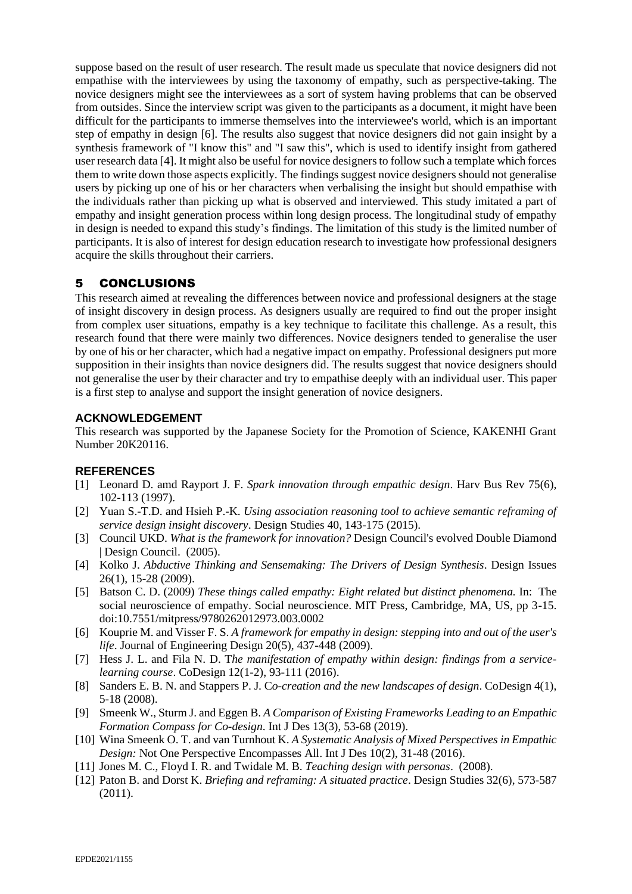suppose based on the result of user research. The result made us speculate that novice designers did not empathise with the interviewees by using the taxonomy of empathy, such as perspective-taking. The novice designers might see the interviewees as a sort of system having problems that can be observed from outsides. Since the interview script was given to the participants as a document, it might have been difficult for the participants to immerse themselves into the interviewee's world, which is an important step of empathy in design [6]. The results also suggest that novice designers did not gain insight by a synthesis framework of "I know this" and "I saw this", which is used to identify insight from gathered user research data [4]. It might also be useful for novice designers to follow such a template which forces them to write down those aspects explicitly. The findings suggest novice designers should not generalise users by picking up one of his or her characters when verbalising the insight but should empathise with the individuals rather than picking up what is observed and interviewed. This study imitated a part of empathy and insight generation process within long design process. The longitudinal study of empathy in design is needed to expand this study's findings. The limitation of this study is the limited number of participants. It is also of interest for design education research to investigate how professional designers acquire the skills throughout their carriers.

## 5 CONCLUSIONS

This research aimed at revealing the differences between novice and professional designers at the stage of insight discovery in design process. As designers usually are required to find out the proper insight from complex user situations, empathy is a key technique to facilitate this challenge. As a result, this research found that there were mainly two differences. Novice designers tended to generalise the user by one of his or her character, which had a negative impact on empathy. Professional designers put more supposition in their insights than novice designers did. The results suggest that novice designers should not generalise the user by their character and try to empathise deeply with an individual user. This paper is a first step to analyse and support the insight generation of novice designers.

### ACKNOWLEDGEMENT

This research was supported by the Japanese Society for the Promotion of Science, KAKENHI Grant Number 20K20116.

### REFERENCES

[1] Leonard D. amd Rayport J. F. *Spark innovation through empathic design*. Harv Bus Rev 75(6), 102-113 (1997).

[2] Yuan S.-T.D. and Hsieh P.-K. *Using association reasoning tool to achieve semantic reframing of service design insight discovery*. Design Studies 40, 143-175 (2015).

[3] Council UKD. *What is the framework for innovation?* Design Council's evolved Double Diamond | Design Council. (2005).

[4] Kolko J. *Abductive Thinking and Sensemaking: The Drivers of Design Synthesis*. Design Issues 26(1), 15-28 (2009).

[5] Batson C. D. (2009) *These things called empathy: Eight related but distinct phenomena.* In: The social neuroscience of empathy. Social neuroscience. MIT Press, Cambridge, MA, US, pp 3-15. doi:10.7551/mitpress/9780262012973.003.0002

[6] Kouprie M. and Visser F. S. *A framework for empathy in design: stepping into and out of the user's life*. Journal of Engineering Design 20(5), 437-448 (2009).

[7] Hess J. L. and Fila N. D. T*he manifestation of empathy within design: findings from a service-learning course*. CoDesign 12(1-2), 93-111 (2016).

[8] Sanders E. B. N. and Stappers P. J. C*o-creation and the new landscapes of design*. CoDesign 4(1), 5-18 (2008).

[9] Smeenk W., Sturm J. and Eggen B. *A Comparison of Existing Frameworks Leading to an Empathic Formation Compass for Co-design*. Int J Des 13(3), 53-68 (2019).

[10] Wina Smeenk O. T. and van Turnhout K. *A Systematic Analysis of Mixed Perspectives in Empathic Design:* Not One Perspective Encompasses All. Int J Des 10(2), 31-48 (2016).

[11] Jones M. C., Floyd I. R. and Twidale M. B. *Teaching design with personas*. (2008).

[12] Paton B. and Dorst K. *Briefing and reframing: A situated practice*. Design Studies 32(6), 573-587 (2011).